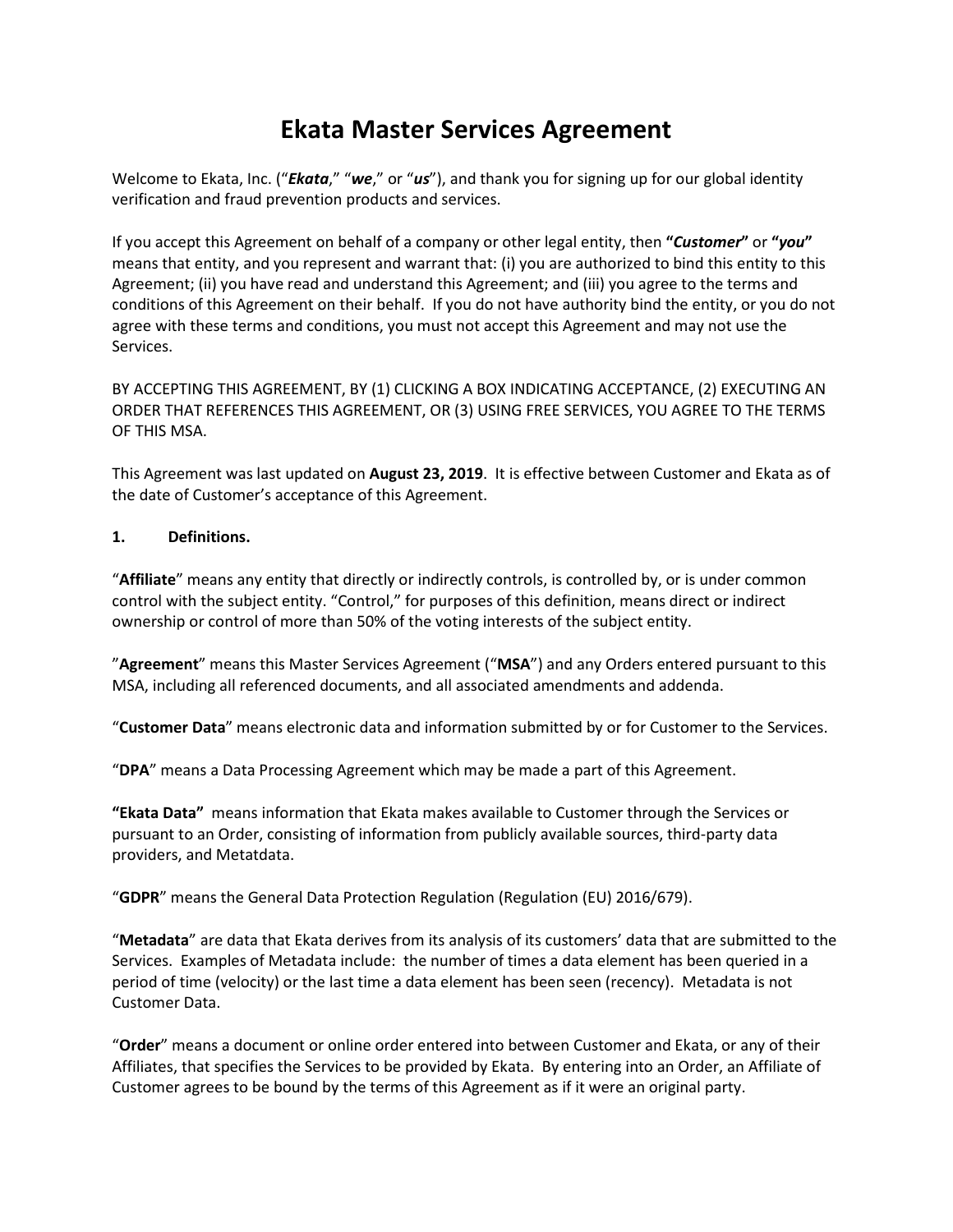# Ekata Master Services Agreement

Welcome to Ekata, Inc. ("***Ekata***," "***we***," or "***us***"), and thank you for signing up for our global identity verification and fraud prevention products and services.

If you accept this Agreement on behalf of a company or other legal entity, then **"*Customer*"** or **"*you*"** means that entity, and you represent and warrant that: (i) you are authorized to bind this entity to this Agreement; (ii) you have read and understand this Agreement; and (iii) you agree to the terms and conditions of this Agreement on their behalf. If you do not have authority bind the entity, or you do not agree with these terms and conditions, you must not accept this Agreement and may not use the Services.

BY ACCEPTING THIS AGREEMENT, BY (1) CLICKING A BOX INDICATING ACCEPTANCE, (2) EXECUTING AN ORDER THAT REFERENCES THIS AGREEMENT, OR (3) USING FREE SERVICES, YOU AGREE TO THE TERMS OF THIS MSA.

This Agreement was last updated on **August 23, 2019**. It is effective between Customer and Ekata as of the date of Customer's acceptance of this Agreement.

**1. Definitions.**

"**Affiliate**" means any entity that directly or indirectly controls, is controlled by, or is under common control with the subject entity. "Control," for purposes of this definition, means direct or indirect ownership or control of more than 50% of the voting interests of the subject entity.

"**Agreement**" means this Master Services Agreement ("**MSA**") and any Orders entered pursuant to this MSA, including all referenced documents, and all associated amendments and addenda.

"**Customer Data**" means electronic data and information submitted by or for Customer to the Services.

"**DPA**" means a Data Processing Agreement which may be made a part of this Agreement.

**"Ekata Data"** means information that Ekata makes available to Customer through the Services or pursuant to an Order, consisting of information from publicly available sources, third-party data providers, and Metatdata.

"**GDPR**" means the General Data Protection Regulation (Regulation (EU) 2016/679).

"**Metadata**" are data that Ekata derives from its analysis of its customers' data that are submitted to the Services. Examples of Metadata include: the number of times a data element has been queried in a period of time (velocity) or the last time a data element has been seen (recency). Metadata is not Customer Data.

"**Order**" means a document or online order entered into between Customer and Ekata, or any of their Affiliates, that specifies the Services to be provided by Ekata. By entering into an Order, an Affiliate of Customer agrees to be bound by the terms of this Agreement as if it were an original party.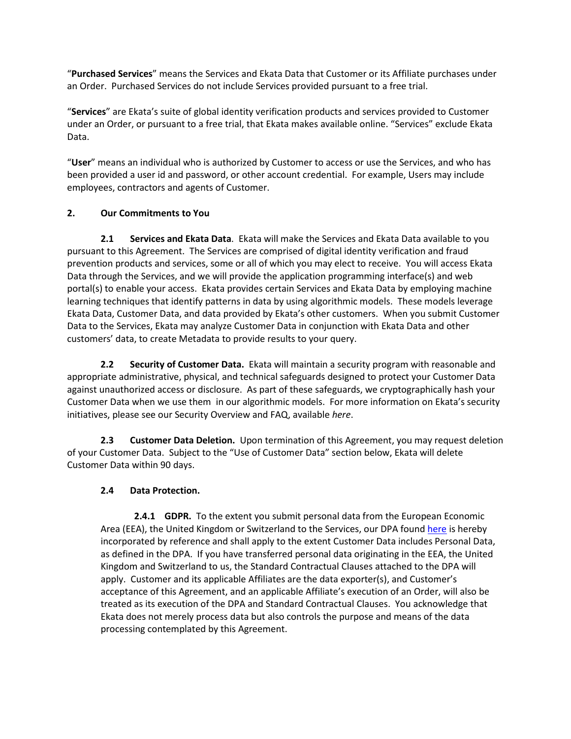"**Purchased Services**" means the Services and Ekata Data that Customer or its Affiliate purchases under an Order. Purchased Services do not include Services provided pursuant to a free trial.

"**Services**" are Ekata's suite of global identity verification products and services provided to Customer under an Order, or pursuant to a free trial, that Ekata makes available online. "Services" exclude Ekata Data.

"**User**" means an individual who is authorized by Customer to access or use the Services, and who has been provided a user id and password, or other account credential. For example, Users may include employees, contractors and agents of Customer.

## 2. Our Commitments to You

**2.1 Services and Ekata Data**. Ekata will make the Services and Ekata Data available to you pursuant to this Agreement. The Services are comprised of digital identity verification and fraud prevention products and services, some or all of which you may elect to receive. You will access Ekata Data through the Services, and we will provide the application programming interface(s) and web portal(s) to enable your access. Ekata provides certain Services and Ekata Data by employing machine learning techniques that identify patterns in data by using algorithmic models. These models leverage Ekata Data, Customer Data, and data provided by Ekata's other customers. When you submit Customer Data to the Services, Ekata may analyze Customer Data in conjunction with Ekata Data and other customers' data, to create Metadata to provide results to your query.

**2.2 Security of Customer Data.** Ekata will maintain a security program with reasonable and appropriate administrative, physical, and technical safeguards designed to protect your Customer Data against unauthorized access or disclosure. As part of these safeguards, we cryptographically hash your Customer Data when we use them in our algorithmic models. For more information on Ekata's security initiatives, please see our Security Overview and FAQ, available *here*.

**2.3 Customer Data Deletion.** Upon termination of this Agreement, you may request deletion of your Customer Data. Subject to the "Use of Customer Data" section below, Ekata will delete Customer Data within 90 days.

**2.4 Data Protection.**

**2.4.1 GDPR.** To the extent you submit personal data from the European Economic Area (EEA), the United Kingdom or Switzerland to the Services, our DPA found here is hereby incorporated by reference and shall apply to the extent Customer Data includes Personal Data, as defined in the DPA. If you have transferred personal data originating in the EEA, the United Kingdom and Switzerland to us, the Standard Contractual Clauses attached to the DPA will apply. Customer and its applicable Affiliates are the data exporter(s), and Customer's acceptance of this Agreement, and an applicable Affiliate's execution of an Order, will also be treated as its execution of the DPA and Standard Contractual Clauses. You acknowledge that Ekata does not merely process data but also controls the purpose and means of the data processing contemplated by this Agreement.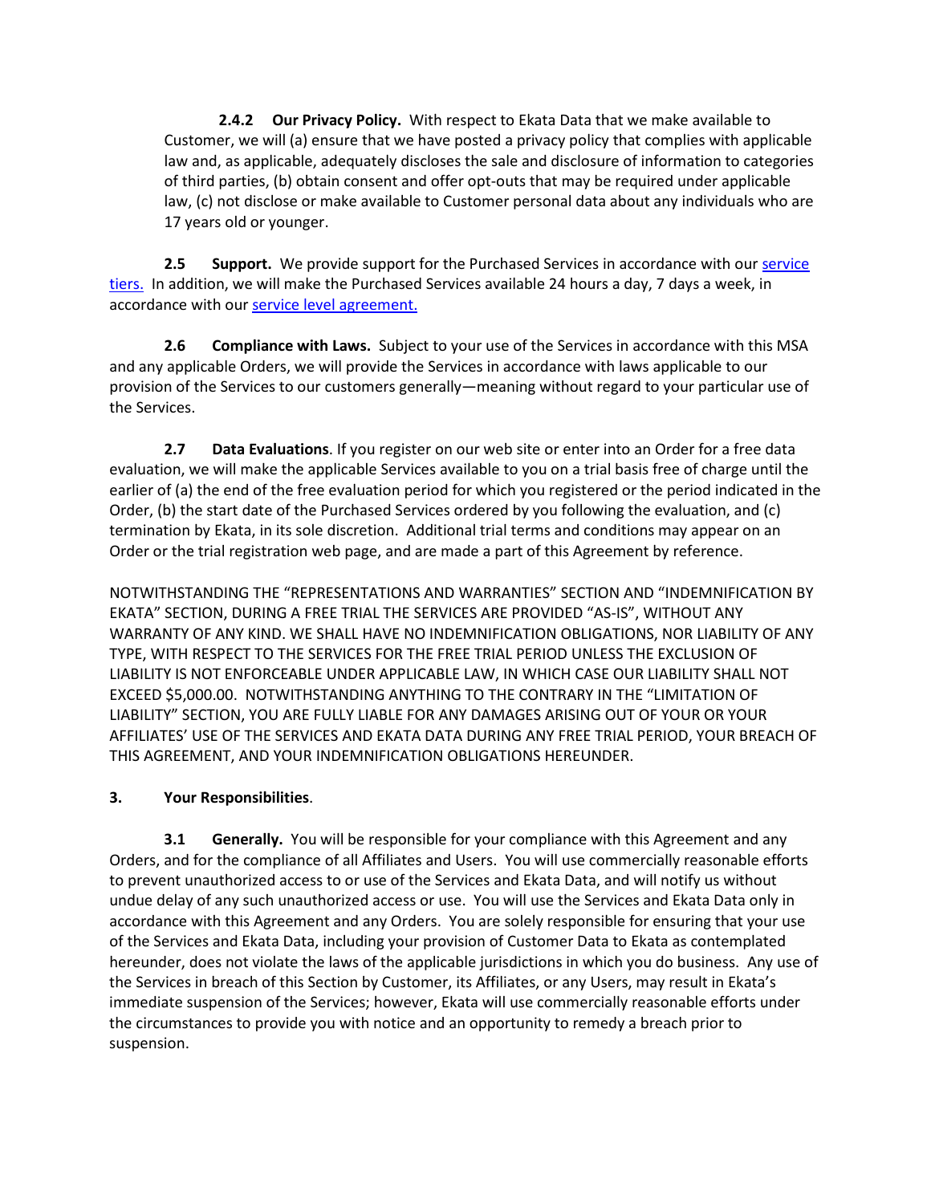**2.4.2 Our Privacy Policy.** With respect to Ekata Data that we make available to Customer, we will (a) ensure that we have posted a privacy policy that complies with applicable law and, as applicable, adequately discloses the sale and disclosure of information to categories of third parties, (b) obtain consent and offer opt-outs that may be required under applicable law, (c) not disclose or make available to Customer personal data about any individuals who are 17 years old or younger.

**2.5 Support.** We provide support for the Purchased Services in accordance with our service tiers. In addition, we will make the Purchased Services available 24 hours a day, 7 days a week, in accordance with our service level agreement.

**2.6 Compliance with Laws.** Subject to your use of the Services in accordance with this MSA and any applicable Orders, we will provide the Services in accordance with laws applicable to our provision of the Services to our customers generally—meaning without regard to your particular use of the Services.

**2.7 Data Evaluations**. If you register on our web site or enter into an Order for a free data evaluation, we will make the applicable Services available to you on a trial basis free of charge until the earlier of (a) the end of the free evaluation period for which you registered or the period indicated in the Order, (b) the start date of the Purchased Services ordered by you following the evaluation, and (c) termination by Ekata, in its sole discretion. Additional trial terms and conditions may appear on an Order or the trial registration web page, and are made a part of this Agreement by reference.

NOTWITHSTANDING THE "REPRESENTATIONS AND WARRANTIES" SECTION AND "INDEMNIFICATION BY EKATA" SECTION, DURING A FREE TRIAL THE SERVICES ARE PROVIDED "AS-IS", WITHOUT ANY WARRANTY OF ANY KIND. WE SHALL HAVE NO INDEMNIFICATION OBLIGATIONS, NOR LIABILITY OF ANY TYPE, WITH RESPECT TO THE SERVICES FOR THE FREE TRIAL PERIOD UNLESS THE EXCLUSION OF LIABILITY IS NOT ENFORCEABLE UNDER APPLICABLE LAW, IN WHICH CASE OUR LIABILITY SHALL NOT EXCEED $5,000.00. NOTWITHSTANDING ANYTHING TO THE CONTRARY IN THE "LIMITATION OF LIABILITY" SECTION, YOU ARE FULLY LIABLE FOR ANY DAMAGES ARISING OUT OF YOUR OR YOUR AFFILIATES' USE OF THE SERVICES AND EKATA DATA DURING ANY FREE TRIAL PERIOD, YOUR BREACH OF THIS AGREEMENT, AND YOUR INDEMNIFICATION OBLIGATIONS HEREUNDER.

## 3. Your Responsibilities.

**3.1 Generally.** You will be responsible for your compliance with this Agreement and any Orders, and for the compliance of all Affiliates and Users. You will use commercially reasonable efforts to prevent unauthorized access to or use of the Services and Ekata Data, and will notify us without undue delay of any such unauthorized access or use. You will use the Services and Ekata Data only in accordance with this Agreement and any Orders. You are solely responsible for ensuring that your use of the Services and Ekata Data, including your provision of Customer Data to Ekata as contemplated hereunder, does not violate the laws of the applicable jurisdictions in which you do business. Any use of the Services in breach of this Section by Customer, its Affiliates, or any Users, may result in Ekata's immediate suspension of the Services; however, Ekata will use commercially reasonable efforts under the circumstances to provide you with notice and an opportunity to remedy a breach prior to suspension.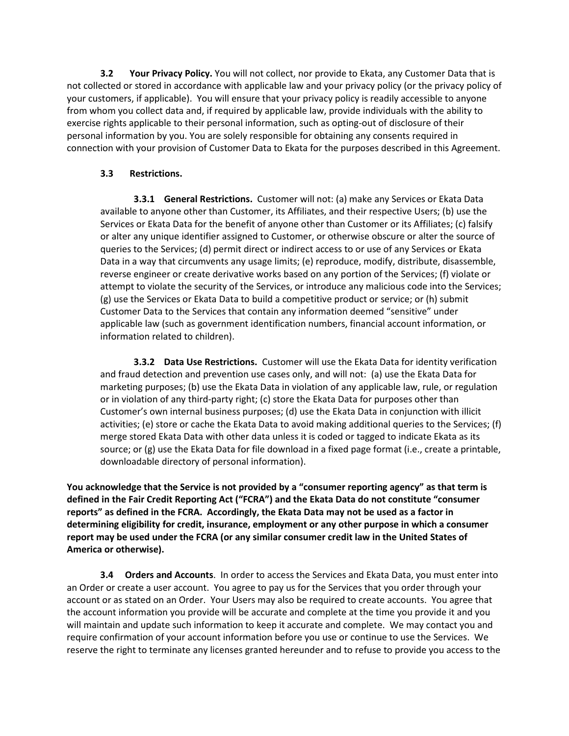**3.2 Your Privacy Policy.** You will not collect, nor provide to Ekata, any Customer Data that is not collected or stored in accordance with applicable law and your privacy policy (or the privacy policy of your customers, if applicable). You will ensure that your privacy policy is readily accessible to anyone from whom you collect data and, if required by applicable law, provide individuals with the ability to exercise rights applicable to their personal information, such as opting-out of disclosure of their personal information by you. You are solely responsible for obtaining any consents required in connection with your provision of Customer Data to Ekata for the purposes described in this Agreement.

**3.3 Restrictions.**

**3.3.1 General Restrictions.** Customer will not: (a) make any Services or Ekata Data available to anyone other than Customer, its Affiliates, and their respective Users; (b) use the Services or Ekata Data for the benefit of anyone other than Customer or its Affiliates; (c) falsify or alter any unique identifier assigned to Customer, or otherwise obscure or alter the source of queries to the Services; (d) permit direct or indirect access to or use of any Services or Ekata Data in a way that circumvents any usage limits; (e) reproduce, modify, distribute, disassemble, reverse engineer or create derivative works based on any portion of the Services; (f) violate or attempt to violate the security of the Services, or introduce any malicious code into the Services; (g) use the Services or Ekata Data to build a competitive product or service; or (h) submit Customer Data to the Services that contain any information deemed "sensitive" under applicable law (such as government identification numbers, financial account information, or information related to children).

**3.3.2 Data Use Restrictions.** Customer will use the Ekata Data for identity verification and fraud detection and prevention use cases only, and will not: (a) use the Ekata Data for marketing purposes; (b) use the Ekata Data in violation of any applicable law, rule, or regulation or in violation of any third-party right; (c) store the Ekata Data for purposes other than Customer's own internal business purposes; (d) use the Ekata Data in conjunction with illicit activities; (e) store or cache the Ekata Data to avoid making additional queries to the Services; (f) merge stored Ekata Data with other data unless it is coded or tagged to indicate Ekata as its source; or (g) use the Ekata Data for file download in a fixed page format (i.e., create a printable, downloadable directory of personal information).

**You acknowledge that the Service is not provided by a "consumer reporting agency" as that term is defined in the Fair Credit Reporting Act ("FCRA") and the Ekata Data do not constitute "consumer reports" as defined in the FCRA. Accordingly, the Ekata Data may not be used as a factor in determining eligibility for credit, insurance, employment or any other purpose in which a consumer report may be used under the FCRA (or any similar consumer credit law in the United States of America or otherwise).**

**3.4 Orders and Accounts**. In order to access the Services and Ekata Data, you must enter into an Order or create a user account. You agree to pay us for the Services that you order through your account or as stated on an Order. Your Users may also be required to create accounts. You agree that the account information you provide will be accurate and complete at the time you provide it and you will maintain and update such information to keep it accurate and complete. We may contact you and require confirmation of your account information before you use or continue to use the Services. We reserve the right to terminate any licenses granted hereunder and to refuse to provide you access to the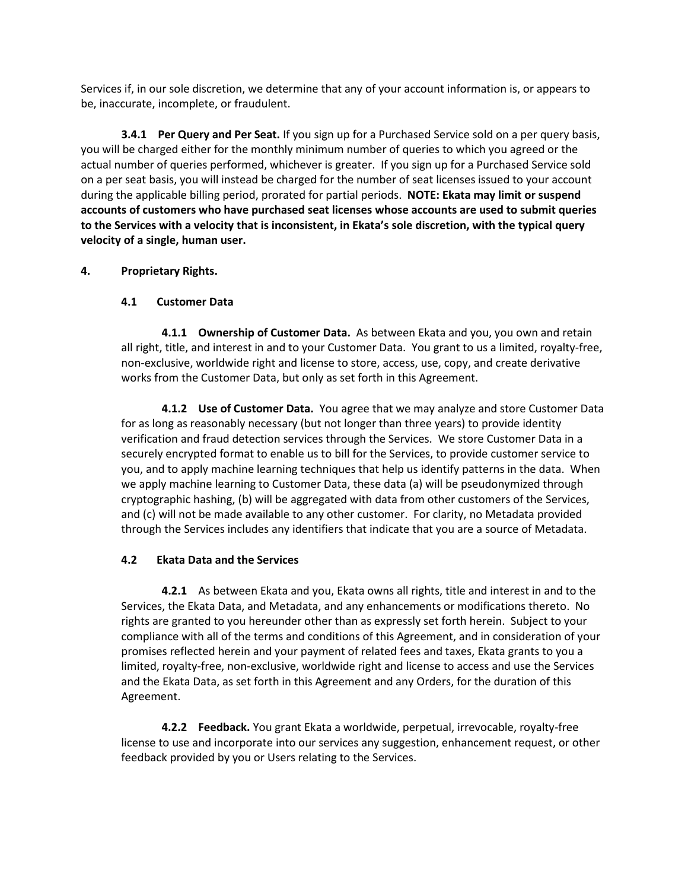Services if, in our sole discretion, we determine that any of your account information is, or appears to be, inaccurate, incomplete, or fraudulent.

**3.4.1 Per Query and Per Seat.** If you sign up for a Purchased Service sold on a per query basis, you will be charged either for the monthly minimum number of queries to which you agreed or the actual number of queries performed, whichever is greater. If you sign up for a Purchased Service sold on a per seat basis, you will instead be charged for the number of seat licenses issued to your account during the applicable billing period, prorated for partial periods. **NOTE: Ekata may limit or suspend accounts of customers who have purchased seat licenses whose accounts are used to submit queries to the Services with a velocity that is inconsistent, in Ekata's sole discretion, with the typical query velocity of a single, human user.**

## 4. Proprietary Rights.

### 4.1 Customer Data

**4.1.1 Ownership of Customer Data.** As between Ekata and you, you own and retain all right, title, and interest in and to your Customer Data. You grant to us a limited, royalty-free, non-exclusive, worldwide right and license to store, access, use, copy, and create derivative works from the Customer Data, but only as set forth in this Agreement.

**4.1.2 Use of Customer Data.** You agree that we may analyze and store Customer Data for as long as reasonably necessary (but not longer than three years) to provide identity verification and fraud detection services through the Services. We store Customer Data in a securely encrypted format to enable us to bill for the Services, to provide customer service to you, and to apply machine learning techniques that help us identify patterns in the data. When we apply machine learning to Customer Data, these data (a) will be pseudonymized through cryptographic hashing, (b) will be aggregated with data from other customers of the Services, and (c) will not be made available to any other customer. For clarity, no Metadata provided through the Services includes any identifiers that indicate that you are a source of Metadata.

### 4.2 Ekata Data and the Services

**4.2.1** As between Ekata and you, Ekata owns all rights, title and interest in and to the Services, the Ekata Data, and Metadata, and any enhancements or modifications thereto. No rights are granted to you hereunder other than as expressly set forth herein. Subject to your compliance with all of the terms and conditions of this Agreement, and in consideration of your promises reflected herein and your payment of related fees and taxes, Ekata grants to you a limited, royalty-free, non-exclusive, worldwide right and license to access and use the Services and the Ekata Data, as set forth in this Agreement and any Orders, for the duration of this Agreement.

**4.2.2 Feedback.** You grant Ekata a worldwide, perpetual, irrevocable, royalty-free license to use and incorporate into our services any suggestion, enhancement request, or other feedback provided by you or Users relating to the Services.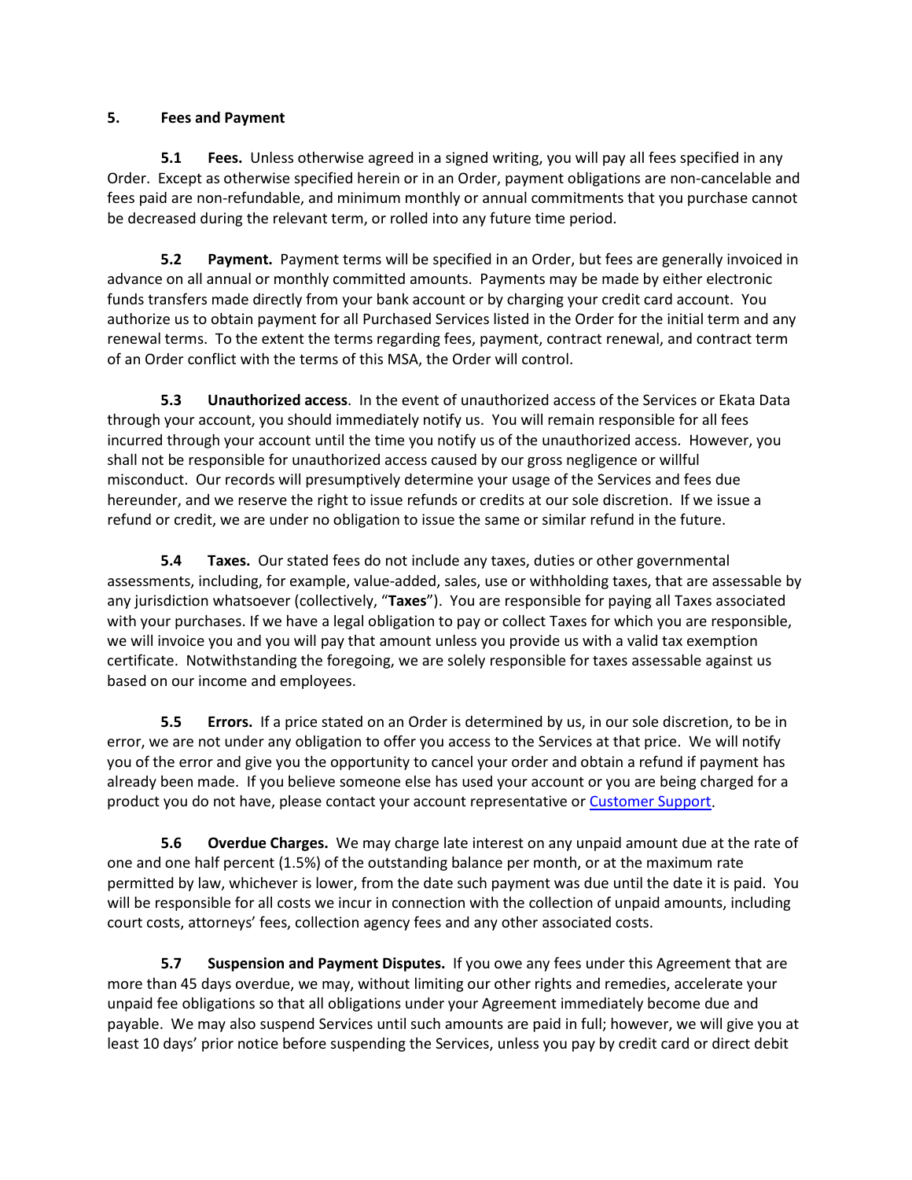## 5. Fees and Payment

**5.1 Fees.** Unless otherwise agreed in a signed writing, you will pay all fees specified in any Order. Except as otherwise specified herein or in an Order, payment obligations are non-cancelable and fees paid are non-refundable, and minimum monthly or annual commitments that you purchase cannot be decreased during the relevant term, or rolled into any future time period.

**5.2 Payment.** Payment terms will be specified in an Order, but fees are generally invoiced in advance on all annual or monthly committed amounts. Payments may be made by either electronic funds transfers made directly from your bank account or by charging your credit card account. You authorize us to obtain payment for all Purchased Services listed in the Order for the initial term and any renewal terms. To the extent the terms regarding fees, payment, contract renewal, and contract term of an Order conflict with the terms of this MSA, the Order will control.

**5.3 Unauthorized access**. In the event of unauthorized access of the Services or Ekata Data through your account, you should immediately notify us. You will remain responsible for all fees incurred through your account until the time you notify us of the unauthorized access. However, you shall not be responsible for unauthorized access caused by our gross negligence or willful misconduct. Our records will presumptively determine your usage of the Services and fees due hereunder, and we reserve the right to issue refunds or credits at our sole discretion. If we issue a refund or credit, we are under no obligation to issue the same or similar refund in the future.

**5.4 Taxes.** Our stated fees do not include any taxes, duties or other governmental assessments, including, for example, value-added, sales, use or withholding taxes, that are assessable by any jurisdiction whatsoever (collectively, "**Taxes**"). You are responsible for paying all Taxes associated with your purchases. If we have a legal obligation to pay or collect Taxes for which you are responsible, we will invoice you and you will pay that amount unless you provide us with a valid tax exemption certificate. Notwithstanding the foregoing, we are solely responsible for taxes assessable against us based on our income and employees.

**5.5 Errors.** If a price stated on an Order is determined by us, in our sole discretion, to be in error, we are not under any obligation to offer you access to the Services at that price. We will notify you of the error and give you the opportunity to cancel your order and obtain a refund if payment has already been made. If you believe someone else has used your account or you are being charged for a product you do not have, please contact your account representative or [Customer Support](Customer Support).

**5.6 Overdue Charges.** We may charge late interest on any unpaid amount due at the rate of one and one half percent (1.5%) of the outstanding balance per month, or at the maximum rate permitted by law, whichever is lower, from the date such payment was due until the date it is paid. You will be responsible for all costs we incur in connection with the collection of unpaid amounts, including court costs, attorneys' fees, collection agency fees and any other associated costs.

**5.7 Suspension and Payment Disputes.** If you owe any fees under this Agreement that are more than 45 days overdue, we may, without limiting our other rights and remedies, accelerate your unpaid fee obligations so that all obligations under your Agreement immediately become due and payable. We may also suspend Services until such amounts are paid in full; however, we will give you at least 10 days' prior notice before suspending the Services, unless you pay by credit card or direct debit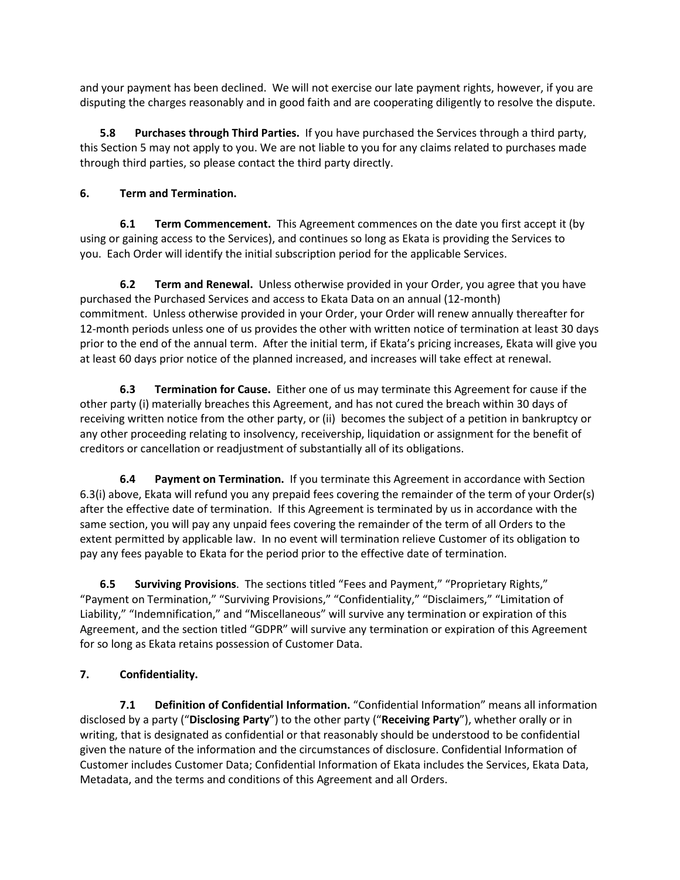and your payment has been declined. We will not exercise our late payment rights, however, if you are disputing the charges reasonably and in good faith and are cooperating diligently to resolve the dispute.

**5.8 Purchases through Third Parties.** If you have purchased the Services through a third party, this Section 5 may not apply to you. We are not liable to you for any claims related to purchases made through third parties, so please contact the third party directly.

**6. Term and Termination.**

**6.1 Term Commencement.** This Agreement commences on the date you first accept it (by using or gaining access to the Services), and continues so long as Ekata is providing the Services to you. Each Order will identify the initial subscription period for the applicable Services.

**6.2 Term and Renewal.** Unless otherwise provided in your Order, you agree that you have purchased the Purchased Services and access to Ekata Data on an annual (12-month) commitment. Unless otherwise provided in your Order, your Order will renew annually thereafter for 12-month periods unless one of us provides the other with written notice of termination at least 30 days prior to the end of the annual term. After the initial term, if Ekata's pricing increases, Ekata will give you at least 60 days prior notice of the planned increased, and increases will take effect at renewal.

**6.3 Termination for Cause.** Either one of us may terminate this Agreement for cause if the other party (i) materially breaches this Agreement, and has not cured the breach within 30 days of receiving written notice from the other party, or (ii) becomes the subject of a petition in bankruptcy or any other proceeding relating to insolvency, receivership, liquidation or assignment for the benefit of creditors or cancellation or readjustment of substantially all of its obligations.

**6.4 Payment on Termination.** If you terminate this Agreement in accordance with Section 6.3(i) above, Ekata will refund you any prepaid fees covering the remainder of the term of your Order(s) after the effective date of termination. If this Agreement is terminated by us in accordance with the same section, you will pay any unpaid fees covering the remainder of the term of all Orders to the extent permitted by applicable law. In no event will termination relieve Customer of its obligation to pay any fees payable to Ekata for the period prior to the effective date of termination.

**6.5 Surviving Provisions**. The sections titled "Fees and Payment," "Proprietary Rights," "Payment on Termination," "Surviving Provisions," "Confidentiality," "Disclaimers," "Limitation of Liability," "Indemnification," and "Miscellaneous" will survive any termination or expiration of this Agreement, and the section titled "GDPR" will survive any termination or expiration of this Agreement for so long as Ekata retains possession of Customer Data.

**7. Confidentiality.**

**7.1 Definition of Confidential Information.** "Confidential Information" means all information disclosed by a party ("**Disclosing Party**") to the other party ("**Receiving Party**"), whether orally or in writing, that is designated as confidential or that reasonably should be understood to be confidential given the nature of the information and the circumstances of disclosure. Confidential Information of Customer includes Customer Data; Confidential Information of Ekata includes the Services, Ekata Data, Metadata, and the terms and conditions of this Agreement and all Orders.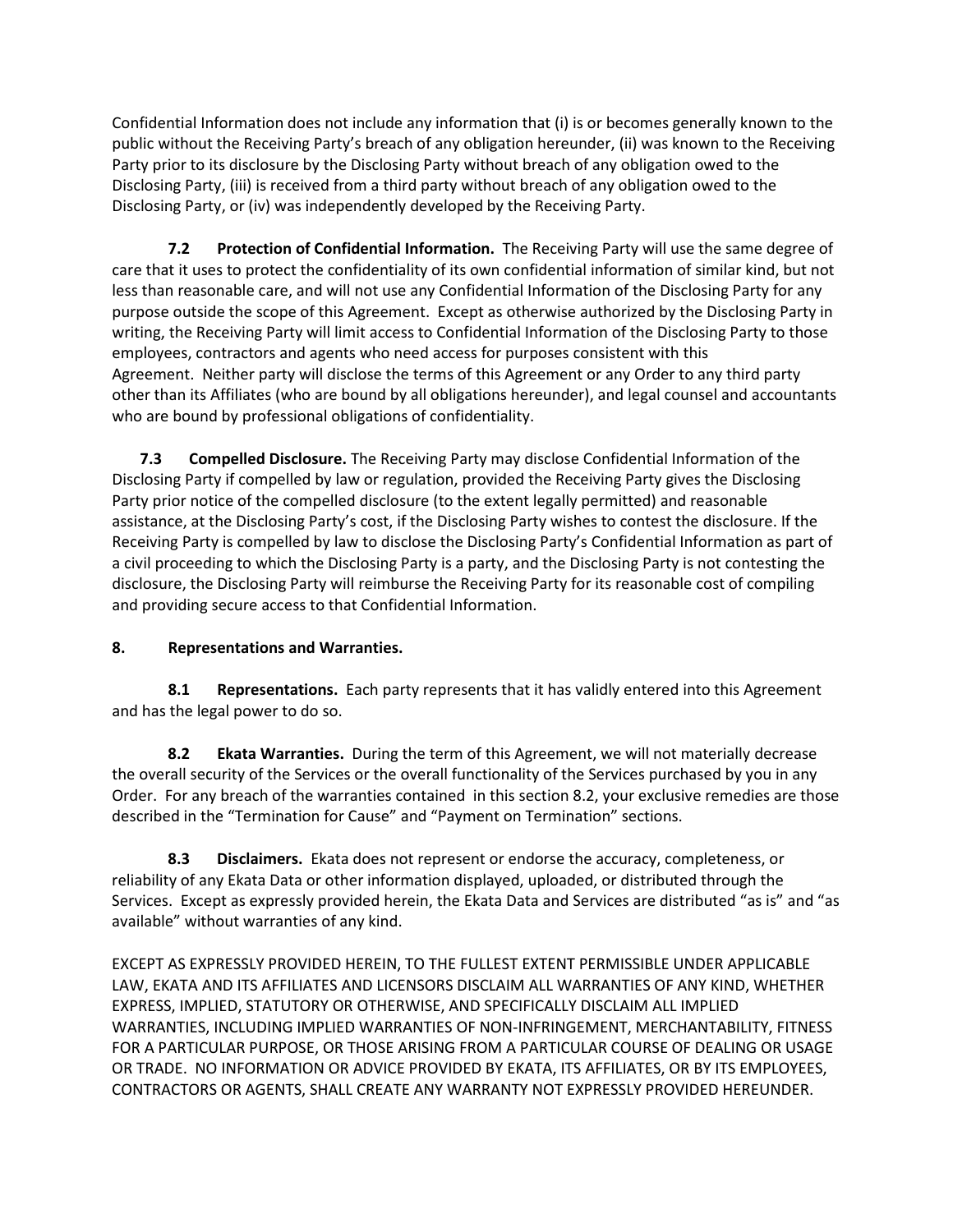Confidential Information does not include any information that (i) is or becomes generally known to the public without the Receiving Party's breach of any obligation hereunder, (ii) was known to the Receiving Party prior to its disclosure by the Disclosing Party without breach of any obligation owed to the Disclosing Party, (iii) is received from a third party without breach of any obligation owed to the Disclosing Party, or (iv) was independently developed by the Receiving Party.

**7.2 Protection of Confidential Information.** The Receiving Party will use the same degree of care that it uses to protect the confidentiality of its own confidential information of similar kind, but not less than reasonable care, and will not use any Confidential Information of the Disclosing Party for any purpose outside the scope of this Agreement. Except as otherwise authorized by the Disclosing Party in writing, the Receiving Party will limit access to Confidential Information of the Disclosing Party to those employees, contractors and agents who need access for purposes consistent with this Agreement. Neither party will disclose the terms of this Agreement or any Order to any third party other than its Affiliates (who are bound by all obligations hereunder), and legal counsel and accountants who are bound by professional obligations of confidentiality.

**7.3 Compelled Disclosure.** The Receiving Party may disclose Confidential Information of the Disclosing Party if compelled by law or regulation, provided the Receiving Party gives the Disclosing Party prior notice of the compelled disclosure (to the extent legally permitted) and reasonable assistance, at the Disclosing Party's cost, if the Disclosing Party wishes to contest the disclosure. If the Receiving Party is compelled by law to disclose the Disclosing Party's Confidential Information as part of a civil proceeding to which the Disclosing Party is a party, and the Disclosing Party is not contesting the disclosure, the Disclosing Party will reimburse the Receiving Party for its reasonable cost of compiling and providing secure access to that Confidential Information.

**8. Representations and Warranties.**

**8.1 Representations.** Each party represents that it has validly entered into this Agreement and has the legal power to do so.

**8.2 Ekata Warranties.** During the term of this Agreement, we will not materially decrease the overall security of the Services or the overall functionality of the Services purchased by you in any Order. For any breach of the warranties contained in this section 8.2, your exclusive remedies are those described in the "Termination for Cause" and "Payment on Termination" sections.

**8.3 Disclaimers.** Ekata does not represent or endorse the accuracy, completeness, or reliability of any Ekata Data or other information displayed, uploaded, or distributed through the Services. Except as expressly provided herein, the Ekata Data and Services are distributed "as is" and "as available" without warranties of any kind.

EXCEPT AS EXPRESSLY PROVIDED HEREIN, TO THE FULLEST EXTENT PERMISSIBLE UNDER APPLICABLE LAW, EKATA AND ITS AFFILIATES AND LICENSORS DISCLAIM ALL WARRANTIES OF ANY KIND, WHETHER EXPRESS, IMPLIED, STATUTORY OR OTHERWISE, AND SPECIFICALLY DISCLAIM ALL IMPLIED WARRANTIES, INCLUDING IMPLIED WARRANTIES OF NON-INFRINGEMENT, MERCHANTABILITY, FITNESS FOR A PARTICULAR PURPOSE, OR THOSE ARISING FROM A PARTICULAR COURSE OF DEALING OR USAGE OR TRADE. NO INFORMATION OR ADVICE PROVIDED BY EKATA, ITS AFFILIATES, OR BY ITS EMPLOYEES, CONTRACTORS OR AGENTS, SHALL CREATE ANY WARRANTY NOT EXPRESSLY PROVIDED HEREUNDER.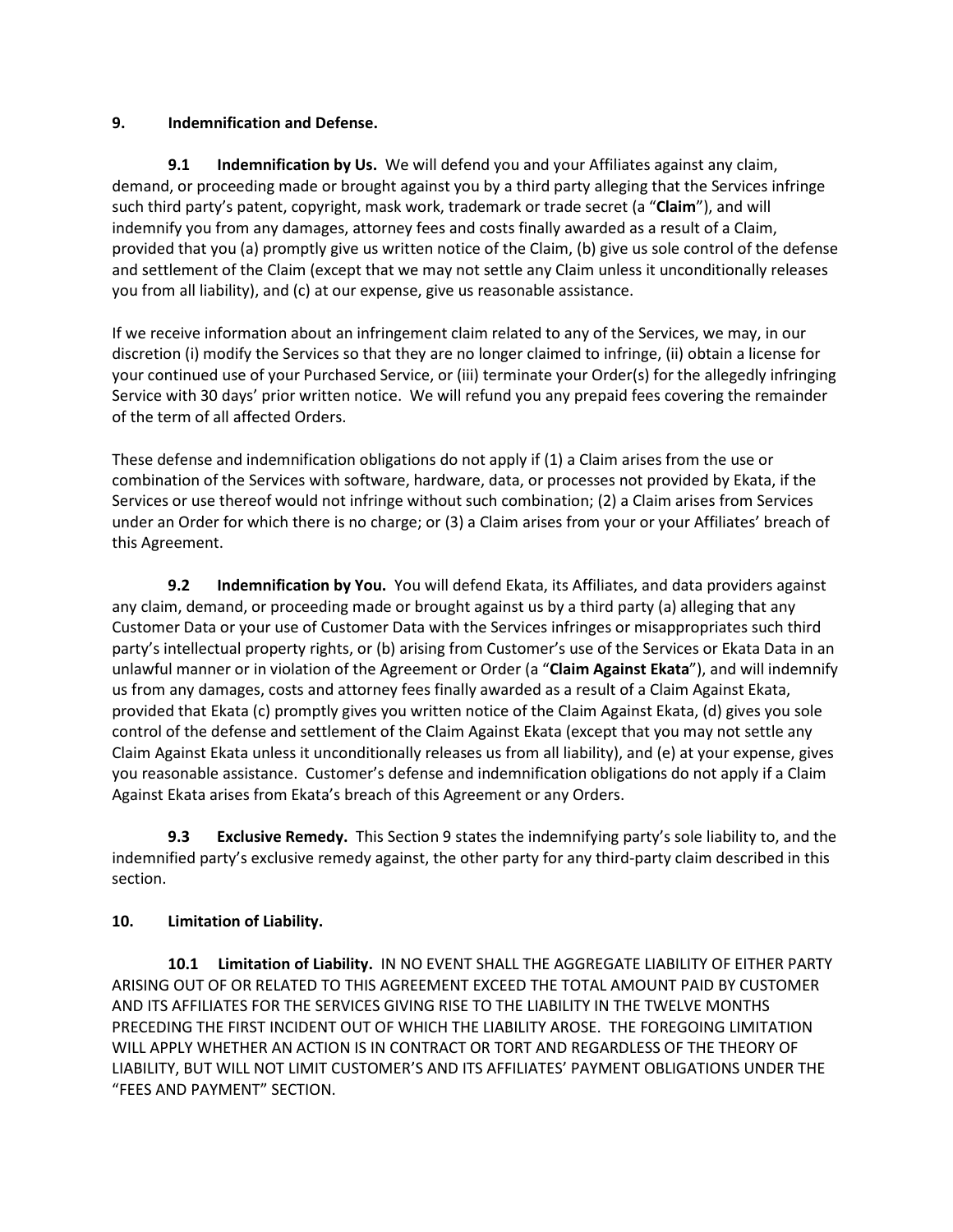## 9. Indemnification and Defense.

**9.1 Indemnification by Us.** We will defend you and your Affiliates against any claim, demand, or proceeding made or brought against you by a third party alleging that the Services infringe such third party's patent, copyright, mask work, trademark or trade secret (a "**Claim**"), and will indemnify you from any damages, attorney fees and costs finally awarded as a result of a Claim, provided that you (a) promptly give us written notice of the Claim, (b) give us sole control of the defense and settlement of the Claim (except that we may not settle any Claim unless it unconditionally releases you from all liability), and (c) at our expense, give us reasonable assistance.

If we receive information about an infringement claim related to any of the Services, we may, in our discretion (i) modify the Services so that they are no longer claimed to infringe, (ii) obtain a license for your continued use of your Purchased Service, or (iii) terminate your Order(s) for the allegedly infringing Service with 30 days' prior written notice. We will refund you any prepaid fees covering the remainder of the term of all affected Orders.

These defense and indemnification obligations do not apply if (1) a Claim arises from the use or combination of the Services with software, hardware, data, or processes not provided by Ekata, if the Services or use thereof would not infringe without such combination; (2) a Claim arises from Services under an Order for which there is no charge; or (3) a Claim arises from your or your Affiliates' breach of this Agreement.

**9.2 Indemnification by You.** You will defend Ekata, its Affiliates, and data providers against any claim, demand, or proceeding made or brought against us by a third party (a) alleging that any Customer Data or your use of Customer Data with the Services infringes or misappropriates such third party's intellectual property rights, or (b) arising from Customer's use of the Services or Ekata Data in an unlawful manner or in violation of the Agreement or Order (a "**Claim Against Ekata**"), and will indemnify us from any damages, costs and attorney fees finally awarded as a result of a Claim Against Ekata, provided that Ekata (c) promptly gives you written notice of the Claim Against Ekata, (d) gives you sole control of the defense and settlement of the Claim Against Ekata (except that you may not settle any Claim Against Ekata unless it unconditionally releases us from all liability), and (e) at your expense, gives you reasonable assistance. Customer's defense and indemnification obligations do not apply if a Claim Against Ekata arises from Ekata's breach of this Agreement or any Orders.

**9.3 Exclusive Remedy.** This Section 9 states the indemnifying party's sole liability to, and the indemnified party's exclusive remedy against, the other party for any third-party claim described in this section.

## 10. Limitation of Liability.

**10.1 Limitation of Liability.** IN NO EVENT SHALL THE AGGREGATE LIABILITY OF EITHER PARTY ARISING OUT OF OR RELATED TO THIS AGREEMENT EXCEED THE TOTAL AMOUNT PAID BY CUSTOMER AND ITS AFFILIATES FOR THE SERVICES GIVING RISE TO THE LIABILITY IN THE TWELVE MONTHS PRECEDING THE FIRST INCIDENT OUT OF WHICH THE LIABILITY AROSE. THE FOREGOING LIMITATION WILL APPLY WHETHER AN ACTION IS IN CONTRACT OR TORT AND REGARDLESS OF THE THEORY OF LIABILITY, BUT WILL NOT LIMIT CUSTOMER'S AND ITS AFFILIATES' PAYMENT OBLIGATIONS UNDER THE "FEES AND PAYMENT" SECTION.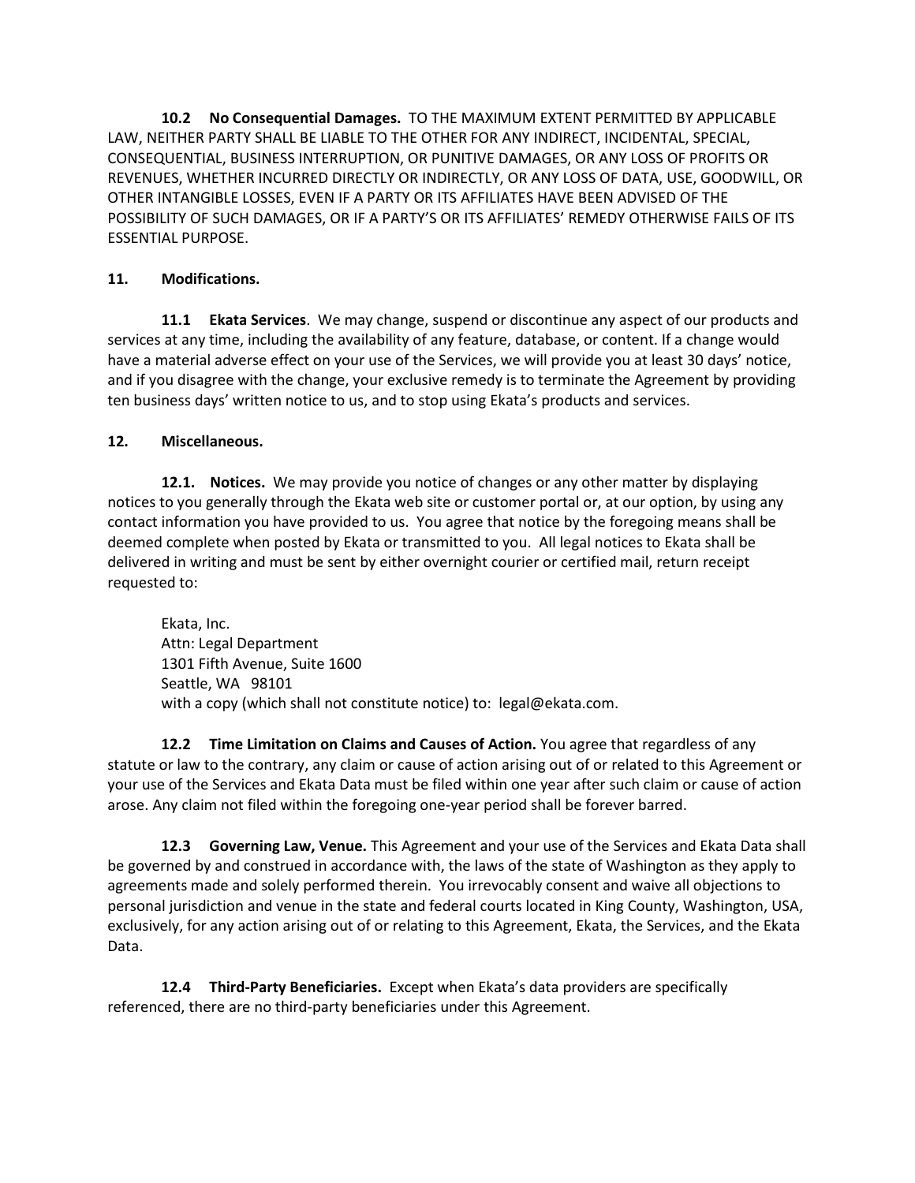**10.2 No Consequential Damages.** TO THE MAXIMUM EXTENT PERMITTED BY APPLICABLE LAW, NEITHER PARTY SHALL BE LIABLE TO THE OTHER FOR ANY INDIRECT, INCIDENTAL, SPECIAL, CONSEQUENTIAL, BUSINESS INTERRUPTION, OR PUNITIVE DAMAGES, OR ANY LOSS OF PROFITS OR REVENUES, WHETHER INCURRED DIRECTLY OR INDIRECTLY, OR ANY LOSS OF DATA, USE, GOODWILL, OR OTHER INTANGIBLE LOSSES, EVEN IF A PARTY OR ITS AFFILIATES HAVE BEEN ADVISED OF THE POSSIBILITY OF SUCH DAMAGES, OR IF A PARTY'S OR ITS AFFILIATES' REMEDY OTHERWISE FAILS OF ITS ESSENTIAL PURPOSE.

**11. Modifications.**

**11.1 Ekata Services**. We may change, suspend or discontinue any aspect of our products and services at any time, including the availability of any feature, database, or content. If a change would have a material adverse effect on your use of the Services, we will provide you at least 30 days' notice, and if you disagree with the change, your exclusive remedy is to terminate the Agreement by providing ten business days' written notice to us, and to stop using Ekata's products and services.

**12. Miscellaneous.**

**12.1. Notices.** We may provide you notice of changes or any other matter by displaying notices to you generally through the Ekata web site or customer portal or, at our option, by using any contact information you have provided to us. You agree that notice by the foregoing means shall be deemed complete when posted by Ekata or transmitted to you. All legal notices to Ekata shall be delivered in writing and must be sent by either overnight courier or certified mail, return receipt requested to:

Ekata, Inc.
Attn: Legal Department
1301 Fifth Avenue, Suite 1600
Seattle, WA 98101
with a copy (which shall not constitute notice) to: legal@ekata.com.

**12.2 Time Limitation on Claims and Causes of Action.** You agree that regardless of any statute or law to the contrary, any claim or cause of action arising out of or related to this Agreement or your use of the Services and Ekata Data must be filed within one year after such claim or cause of action arose. Any claim not filed within the foregoing one-year period shall be forever barred.

**12.3 Governing Law, Venue.** This Agreement and your use of the Services and Ekata Data shall be governed by and construed in accordance with, the laws of the state of Washington as they apply to agreements made and solely performed therein. You irrevocably consent and waive all objections to personal jurisdiction and venue in the state and federal courts located in King County, Washington, USA, exclusively, for any action arising out of or relating to this Agreement, Ekata, the Services, and the Ekata Data.

**12.4 Third-Party Beneficiaries.** Except when Ekata's data providers are specifically referenced, there are no third-party beneficiaries under this Agreement.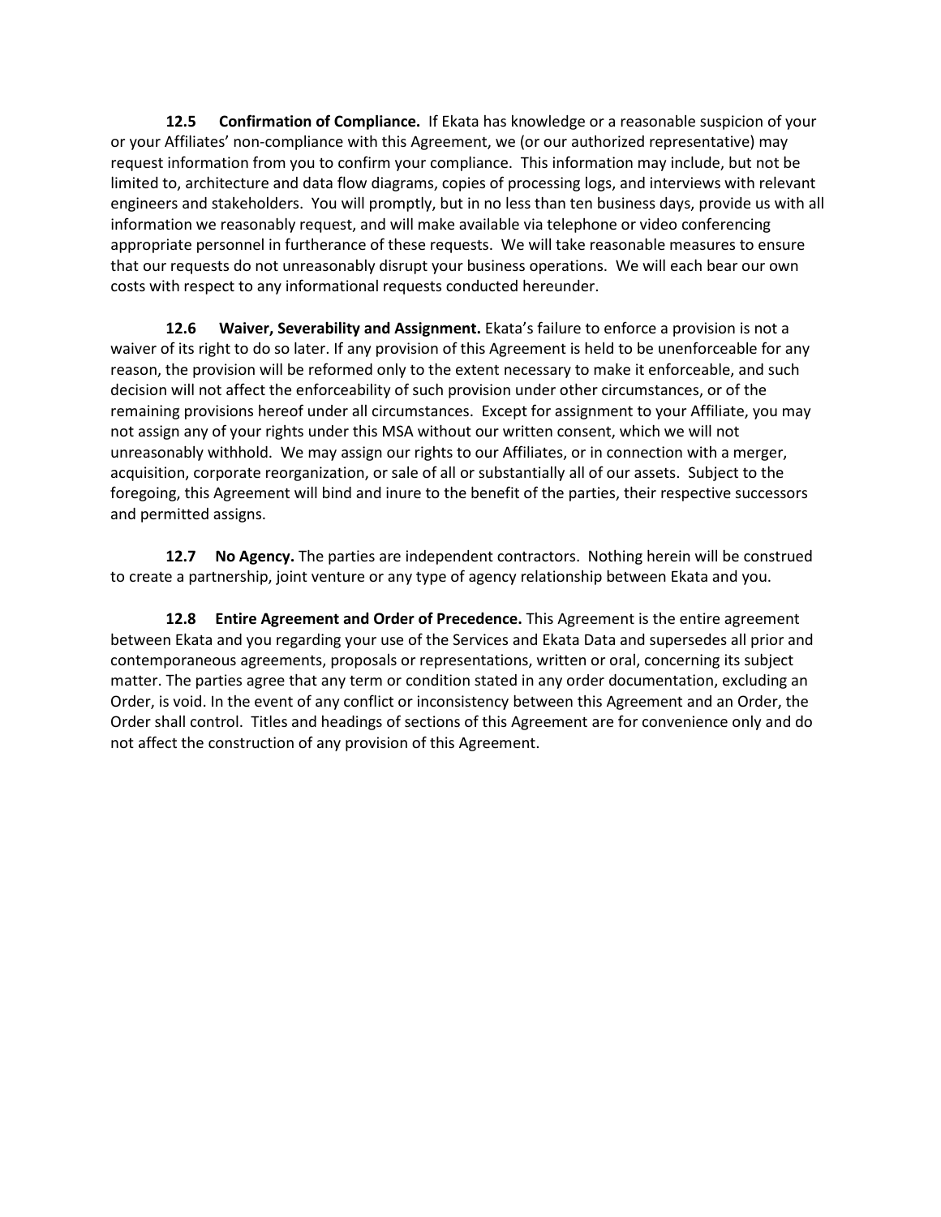**12.5 Confirmation of Compliance.** If Ekata has knowledge or a reasonable suspicion of your or your Affiliates' non-compliance with this Agreement, we (or our authorized representative) may request information from you to confirm your compliance. This information may include, but not be limited to, architecture and data flow diagrams, copies of processing logs, and interviews with relevant engineers and stakeholders. You will promptly, but in no less than ten business days, provide us with all information we reasonably request, and will make available via telephone or video conferencing appropriate personnel in furtherance of these requests. We will take reasonable measures to ensure that our requests do not unreasonably disrupt your business operations. We will each bear our own costs with respect to any informational requests conducted hereunder.

**12.6 Waiver, Severability and Assignment.** Ekata's failure to enforce a provision is not a waiver of its right to do so later. If any provision of this Agreement is held to be unenforceable for any reason, the provision will be reformed only to the extent necessary to make it enforceable, and such decision will not affect the enforceability of such provision under other circumstances, or of the remaining provisions hereof under all circumstances. Except for assignment to your Affiliate, you may not assign any of your rights under this MSA without our written consent, which we will not unreasonably withhold. We may assign our rights to our Affiliates, or in connection with a merger, acquisition, corporate reorganization, or sale of all or substantially all of our assets. Subject to the foregoing, this Agreement will bind and inure to the benefit of the parties, their respective successors and permitted assigns.

**12.7 No Agency.** The parties are independent contractors. Nothing herein will be construed to create a partnership, joint venture or any type of agency relationship between Ekata and you.

**12.8 Entire Agreement and Order of Precedence.** This Agreement is the entire agreement between Ekata and you regarding your use of the Services and Ekata Data and supersedes all prior and contemporaneous agreements, proposals or representations, written or oral, concerning its subject matter. The parties agree that any term or condition stated in any order documentation, excluding an Order, is void. In the event of any conflict or inconsistency between this Agreement and an Order, the Order shall control. Titles and headings of sections of this Agreement are for convenience only and do not affect the construction of any provision of this Agreement.